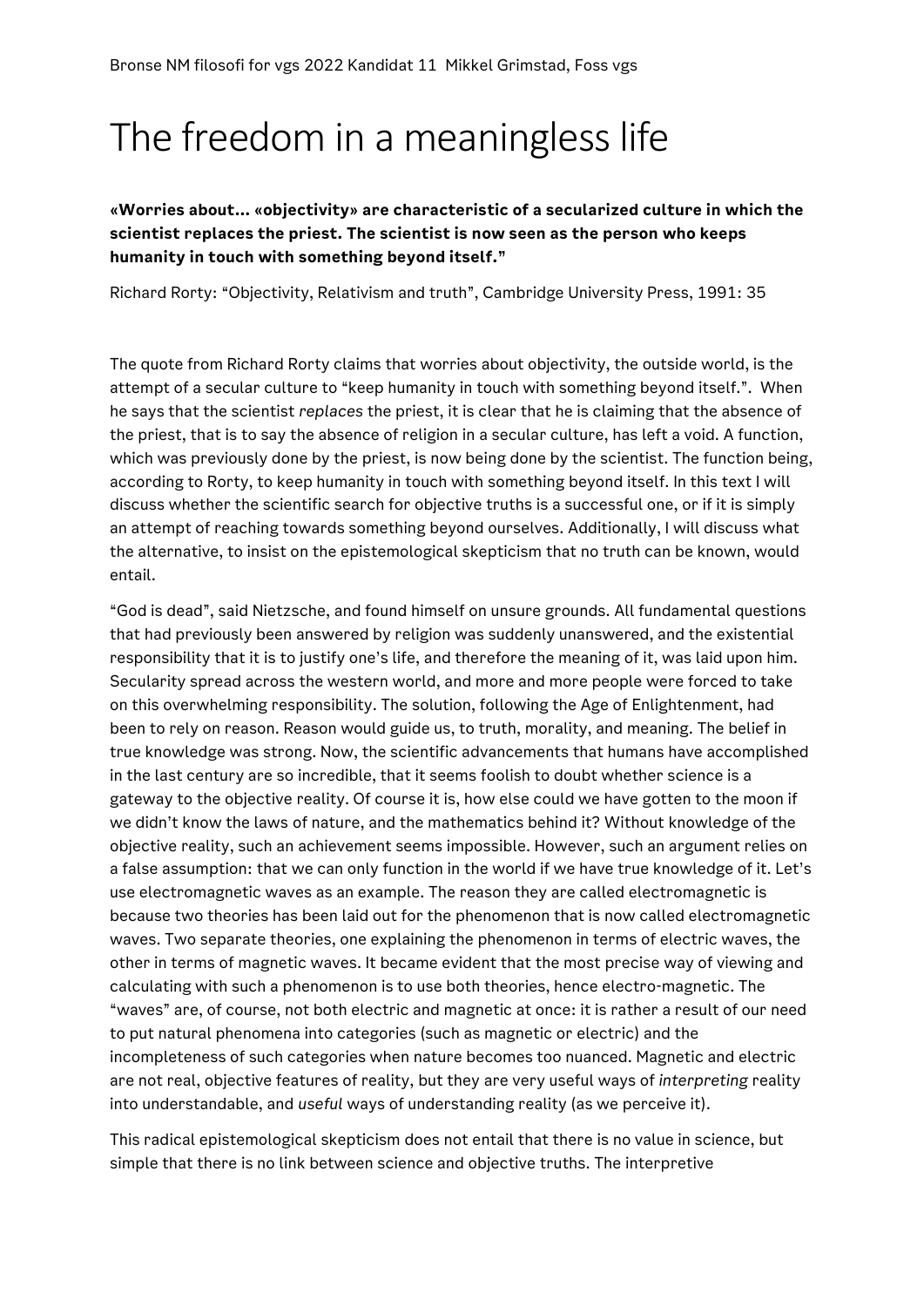Bronse NM filosofi for vgs 2022 Kandidat 11 Mikkel Grimstad, Foss vgs

# The freedom in a meaningless life

**«Worries about... «objectivity» are characteristic of a secularized culture in which the scientist replaces the priest. The scientist is now seen as the person who keeps humanity in touch with something beyond itself."**

Richard Rorty: "Objectivity, Relativism and truth", Cambridge University Press, 1991: 35

The quote from Richard Rorty claims that worries about objectivity, the outside world, is the attempt of a secular culture to "keep humanity in touch with something beyond itself.". When he says that the scientist *replaces* the priest, it is clear that he is claiming that the absence of the priest, that is to say the absence of religion in a secular culture, has left a void. A function, which was previously done by the priest, is now being done by the scientist. The function being, according to Rorty, to keep humanity in touch with something beyond itself. In this text I will discuss whether the scientific search for objective truths is a successful one, or if it is simply an attempt of reaching towards something beyond ourselves. Additionally, I will discuss what the alternative, to insist on the epistemological skepticism that no truth can be known, would entail.

"God is dead", said Nietzsche, and found himself on unsure grounds. All fundamental questions that had previously been answered by religion was suddenly unanswered, and the existential responsibility that it is to justify one's life, and therefore the meaning of it, was laid upon him. Secularity spread across the western world, and more and more people were forced to take on this overwhelming responsibility. The solution, following the Age of Enlightenment, had been to rely on reason. Reason would guide us, to truth, morality, and meaning. The belief in true knowledge was strong. Now, the scientific advancements that humans have accomplished in the last century are so incredible, that it seems foolish to doubt whether science is a gateway to the objective reality. Of course it is, how else could we have gotten to the moon if we didn't know the laws of nature, and the mathematics behind it? Without knowledge of the objective reality, such an achievement seems impossible. However, such an argument relies on a false assumption: that we can only function in the world if we have true knowledge of it. Let's use electromagnetic waves as an example. The reason they are called electromagnetic is because two theories has been laid out for the phenomenon that is now called electromagnetic waves. Two separate theories, one explaining the phenomenon in terms of electric waves, the other in terms of magnetic waves. It became evident that the most precise way of viewing and calculating with such a phenomenon is to use both theories, hence electro-magnetic. The "waves" are, of course, not both electric and magnetic at once: it is rather a result of our need to put natural phenomena into categories (such as magnetic or electric) and the incompleteness of such categories when nature becomes too nuanced. Magnetic and electric are not real, objective features of reality, but they are very useful ways of *interpreting* reality into understandable, and *useful* ways of understanding reality (as we perceive it).

This radical epistemological skepticism does not entail that there is no value in science, but simple that there is no link between science and objective truths. The interpretive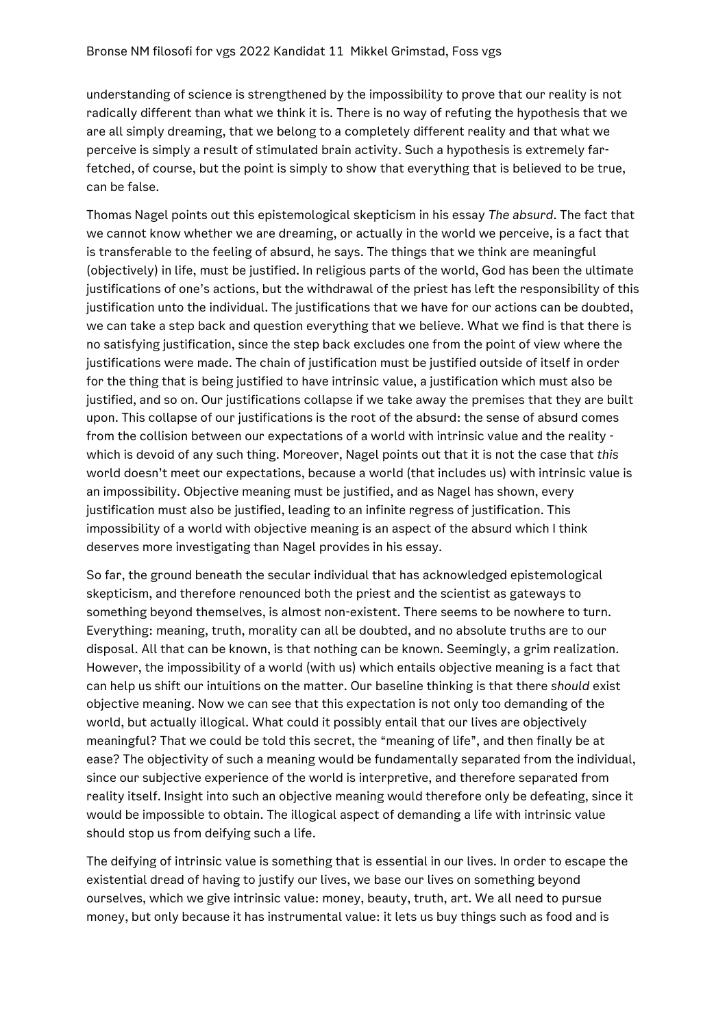understanding of science is strengthened by the impossibility to prove that our reality is not radically different than what we think it is. There is no way of refuting the hypothesis that we are all simply dreaming, that we belong to a completely different reality and that what we perceive is simply a result of stimulated brain activity. Such a hypothesis is extremely far-fetched, of course, but the point is simply to show that everything that is believed to be true, can be false.

Thomas Nagel points out this epistemological skepticism in his essay *The absurd*. The fact that we cannot know whether we are dreaming, or actually in the world we perceive, is a fact that is transferable to the feeling of absurd, he says. The things that we think are meaningful (objectively) in life, must be justified. In religious parts of the world, God has been the ultimate justifications of one's actions, but the withdrawal of the priest has left the responsibility of this justification unto the individual. The justifications that we have for our actions can be doubted, we can take a step back and question everything that we believe. What we find is that there is no satisfying justification, since the step back excludes one from the point of view where the justifications were made. The chain of justification must be justified outside of itself in order for the thing that is being justified to have intrinsic value, a justification which must also be justified, and so on. Our justifications collapse if we take away the premises that they are built upon. This collapse of our justifications is the root of the absurd: the sense of absurd comes from the collision between our expectations of a world with intrinsic value and the reality - which is devoid of any such thing. Moreover, Nagel points out that it is not the case that *this* world doesn't meet our expectations, because a world (that includes us) with intrinsic value is an impossibility. Objective meaning must be justified, and as Nagel has shown, every justification must also be justified, leading to an infinite regress of justification. This impossibility of a world with objective meaning is an aspect of the absurd which I think deserves more investigating than Nagel provides in his essay.

So far, the ground beneath the secular individual that has acknowledged epistemological skepticism, and therefore renounced both the priest and the scientist as gateways to something beyond themselves, is almost non-existent. There seems to be nowhere to turn. Everything: meaning, truth, morality can all be doubted, and no absolute truths are to our disposal. All that can be known, is that nothing can be known. Seemingly, a grim realization. However, the impossibility of a world (with us) which entails objective meaning is a fact that can help us shift our intuitions on the matter. Our baseline thinking is that there *should* exist objective meaning. Now we can see that this expectation is not only too demanding of the world, but actually illogical. What could it possibly entail that our lives are objectively meaningful? That we could be told this secret, the "meaning of life", and then finally be at ease? The objectivity of such a meaning would be fundamentally separated from the individual, since our subjective experience of the world is interpretive, and therefore separated from reality itself. Insight into such an objective meaning would therefore only be defeating, since it would be impossible to obtain. The illogical aspect of demanding a life with intrinsic value should stop us from deifying such a life.

The deifying of intrinsic value is something that is essential in our lives. In order to escape the existential dread of having to justify our lives, we base our lives on something beyond ourselves, which we give intrinsic value: money, beauty, truth, art. We all need to pursue money, but only because it has instrumental value: it lets us buy things such as food and is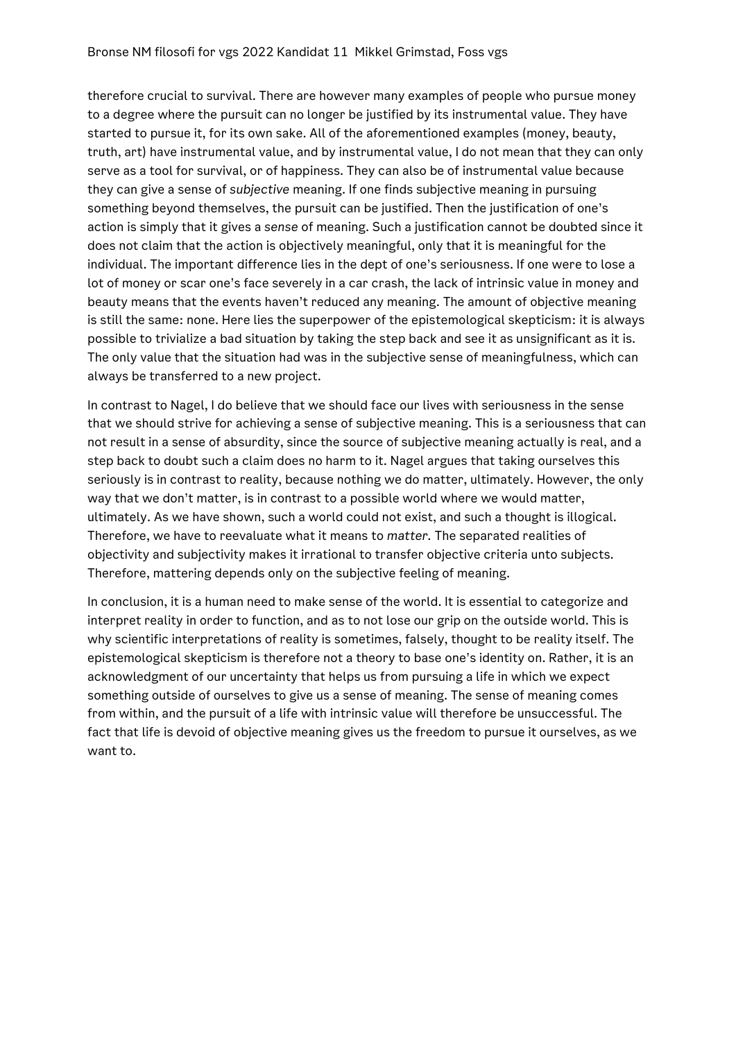therefore crucial to survival. There are however many examples of people who pursue money to a degree where the pursuit can no longer be justified by its instrumental value. They have started to pursue it, for its own sake. All of the aforementioned examples (money, beauty, truth, art) have instrumental value, and by instrumental value, I do not mean that they can only serve as a tool for survival, or of happiness. They can also be of instrumental value because they can give a sense of *subjective* meaning. If one finds subjective meaning in pursuing something beyond themselves, the pursuit can be justified. Then the justification of one's action is simply that it gives a *sense* of meaning. Such a justification cannot be doubted since it does not claim that the action is objectively meaningful, only that it is meaningful for the individual. The important difference lies in the dept of one's seriousness. If one were to lose a lot of money or scar one's face severely in a car crash, the lack of intrinsic value in money and beauty means that the events haven't reduced any meaning. The amount of objective meaning is still the same: none. Here lies the superpower of the epistemological skepticism: it is always possible to trivialize a bad situation by taking the step back and see it as unsignificant as it is. The only value that the situation had was in the subjective sense of meaningfulness, which can always be transferred to a new project.

In contrast to Nagel, I do believe that we should face our lives with seriousness in the sense that we should strive for achieving a sense of subjective meaning. This is a seriousness that can not result in a sense of absurdity, since the source of subjective meaning actually is real, and a step back to doubt such a claim does no harm to it. Nagel argues that taking ourselves this seriously is in contrast to reality, because nothing we do matter, ultimately. However, the only way that we don't matter, is in contrast to a possible world where we would matter, ultimately. As we have shown, such a world could not exist, and such a thought is illogical. Therefore, we have to reevaluate what it means to *matter*. The separated realities of objectivity and subjectivity makes it irrational to transfer objective criteria unto subjects. Therefore, mattering depends only on the subjective feeling of meaning.

In conclusion, it is a human need to make sense of the world. It is essential to categorize and interpret reality in order to function, and as to not lose our grip on the outside world. This is why scientific interpretations of reality is sometimes, falsely, thought to be reality itself. The epistemological skepticism is therefore not a theory to base one's identity on. Rather, it is an acknowledgment of our uncertainty that helps us from pursuing a life in which we expect something outside of ourselves to give us a sense of meaning. The sense of meaning comes from within, and the pursuit of a life with intrinsic value will therefore be unsuccessful. The fact that life is devoid of objective meaning gives us the freedom to pursue it ourselves, as we want to.